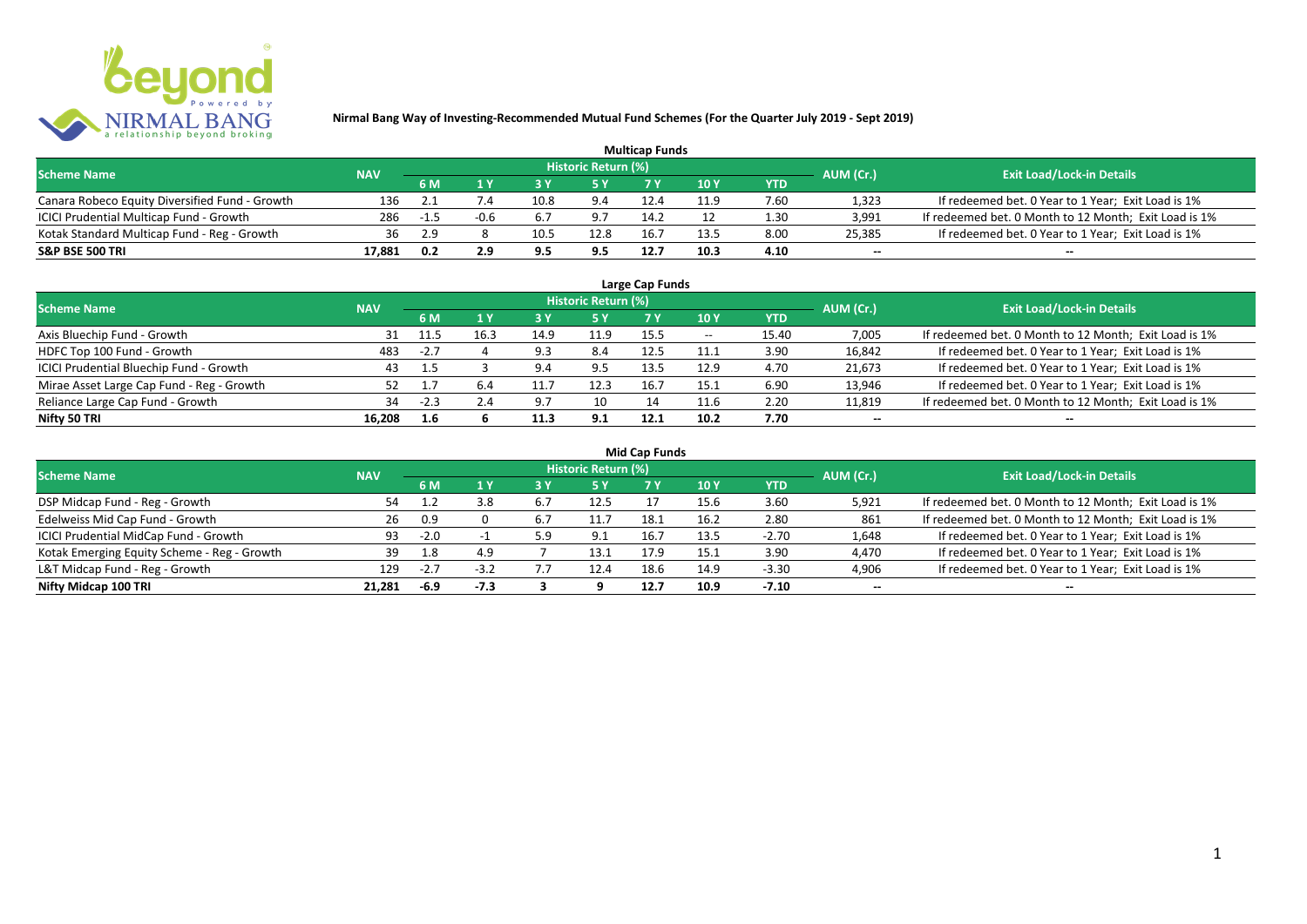# Nirmal Bang Way of Investing-Recommended Mutual Fund Schemes (For the Quarter July 2019 - Sept 2019)

## Multicap Funds

| Scheme Name | NAV | Historic Return (%) | | | | | | | AUM (Cr.) | Exit Load/Lock-in Details |
|---|---|---|---|---|---|---|---|---|---|---|
| | | 6 M | 1 Y | 3 Y | 5 Y | 7 Y | 10 Y | YTD | | |
| Canara Robeco Equity Diversified Fund - Growth | 136 | 2.1 | 7.4 | 10.8 | 9.4 | 12.4 | 11.9 | 7.60 | 1,323 | If redeemed bet. 0 Year to 1 Year; Exit Load is 1% |
| ICICI Prudential Multicap Fund - Growth | 286 | -1.5 | -0.6 | 6.7 | 9.7 | 14.2 | 12 | 1.30 | 3,991 | If redeemed bet. 0 Month to 12 Month; Exit Load is 1% |
| Kotak Standard Multicap Fund - Reg - Growth | 36 | 2.9 | 8 | 10.5 | 12.8 | 16.7 | 13.5 | 8.00 | 25,385 | If redeemed bet. 0 Year to 1 Year; Exit Load is 1% |
| **S&P BSE 500 TRI** | **17,881** | **0.2** | **2.9** | **9.5** | **9.5** | **12.7** | **10.3** | **4.10** | -- | -- |

## Large Cap Funds

| Scheme Name | NAV | Historic Return (%) | | | | | | | AUM (Cr.) | Exit Load/Lock-in Details |
|---|---|---|---|---|---|---|---|---|---|---|
| | | 6 M | 1 Y | 3 Y | 5 Y | 7 Y | 10 Y | YTD | | |
| Axis Bluechip Fund - Growth | 31 | 11.5 | 16.3 | 14.9 | 11.9 | 15.5 | -- | 15.40 | 7,005 | If redeemed bet. 0 Month to 12 Month; Exit Load is 1% |
| HDFC Top 100 Fund - Growth | 483 | -2.7 | 4 | 9.3 | 8.4 | 12.5 | 11.1 | 3.90 | 16,842 | If redeemed bet. 0 Year to 1 Year; Exit Load is 1% |
| ICICI Prudential Bluechip Fund - Growth | 43 | 1.5 | 3 | 9.4 | 9.5 | 13.5 | 12.9 | 4.70 | 21,673 | If redeemed bet. 0 Year to 1 Year; Exit Load is 1% |
| Mirae Asset Large Cap Fund - Reg - Growth | 52 | 1.7 | 6.4 | 11.7 | 12.3 | 16.7 | 15.1 | 6.90 | 13,946 | If redeemed bet. 0 Year to 1 Year; Exit Load is 1% |
| Reliance Large Cap Fund - Growth | 34 | -2.3 | 2.4 | 9.7 | 10 | 14 | 11.6 | 2.20 | 11,819 | If redeemed bet. 0 Month to 12 Month; Exit Load is 1% |
| **Nifty 50 TRI** | **16,208** | **1.6** | **6** | **11.3** | **9.1** | **12.1** | **10.2** | **7.70** | -- | -- |

## Mid Cap Funds

| Scheme Name | NAV | Historic Return (%) | | | | | | | AUM (Cr.) | Exit Load/Lock-in Details |
|---|---|---|---|---|---|---|---|---|---|---|
| | | 6 M | 1 Y | 3 Y | 5 Y | 7 Y | 10 Y | YTD | | |
| DSP Midcap Fund - Reg - Growth | 54 | 1.2 | 3.8 | 6.7 | 12.5 | 17 | 15.6 | 3.60 | 5,921 | If redeemed bet. 0 Month to 12 Month; Exit Load is 1% |
| Edelweiss Mid Cap Fund - Growth | 26 | 0.9 | 0 | 6.7 | 11.7 | 18.1 | 16.2 | 2.80 | 861 | If redeemed bet. 0 Month to 12 Month; Exit Load is 1% |
| ICICI Prudential MidCap Fund - Growth | 93 | -2.0 | -1 | 5.9 | 9.1 | 16.7 | 13.5 | -2.70 | 1,648 | If redeemed bet. 0 Year to 1 Year; Exit Load is 1% |
| Kotak Emerging Equity Scheme - Reg - Growth | 39 | 1.8 | 4.9 | 7 | 13.1 | 17.9 | 15.1 | 3.90 | 4,470 | If redeemed bet. 0 Year to 1 Year; Exit Load is 1% |
| L&T Midcap Fund - Reg - Growth | 129 | -2.7 | -3.2 | 7.7 | 12.4 | 18.6 | 14.9 | -3.30 | 4,906 | If redeemed bet. 0 Year to 1 Year; Exit Load is 1% |
| **Nifty Midcap 100 TRI** | **21,281** | **-6.9** | **-7.3** | **3** | **9** | **12.7** | **10.9** | **-7.10** | -- | -- |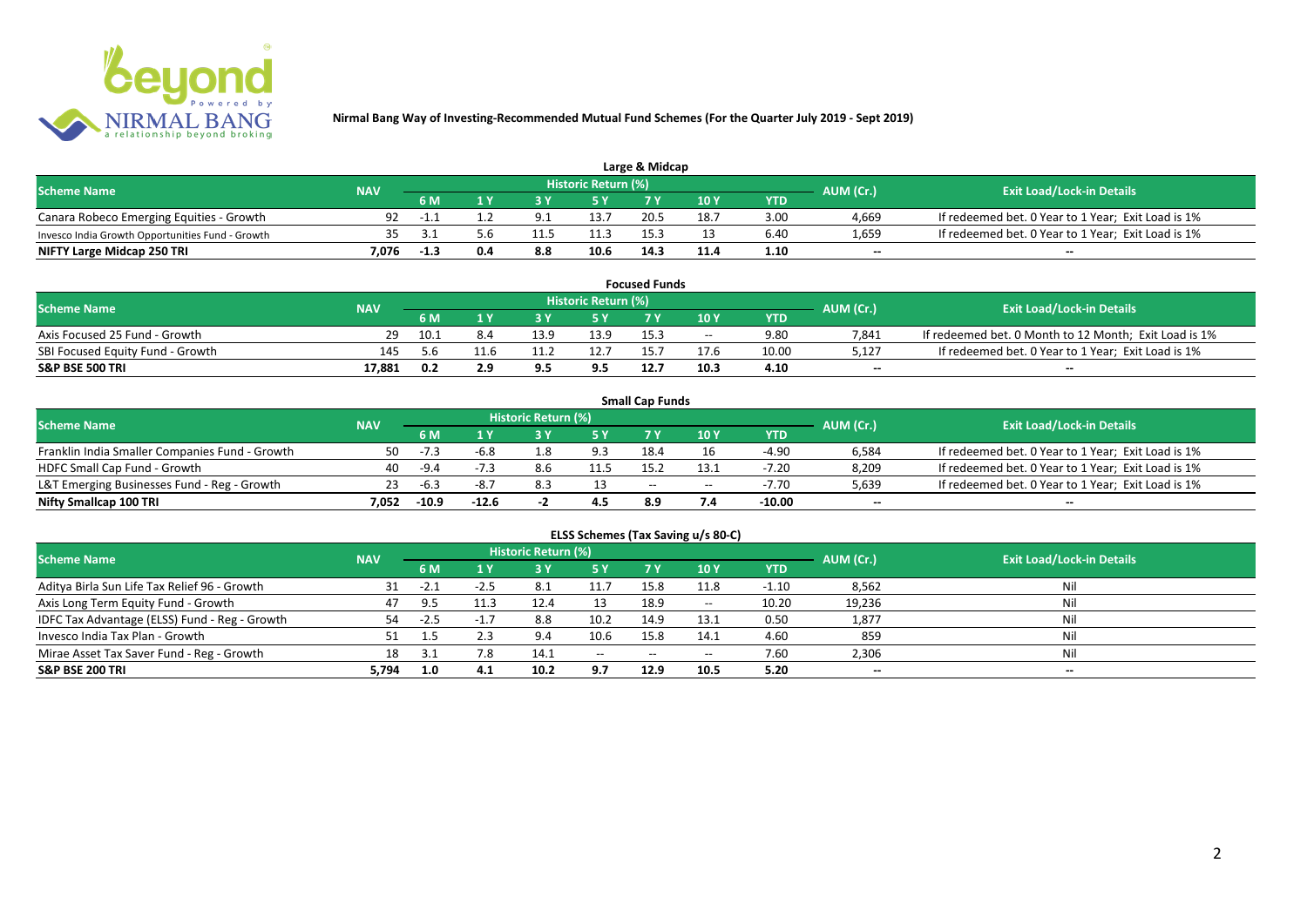**Nirmal Bang Way of Investing-Recommended Mutual Fund Schemes (For the Quarter July 2019 - Sept 2019)**

## Large & Midcap

| Scheme Name | NAV | Historic Return (%) | | | | | | | AUM (Cr.) | Exit Load/Lock-in Details |
|---|---|---|---|---|---|---|---|---|---|---|
| | | 6 M | 1 Y | 3 Y | 5 Y | 7 Y | 10 Y | YTD | | |
| Canara Robeco Emerging Equities - Growth | 92 | -1.1 | 1.2 | 9.1 | 13.7 | 20.5 | 18.7 | 3.00 | 4,669 | If redeemed bet. 0 Year to 1 Year; Exit Load is 1% |
| Invesco India Growth Opportunities Fund - Growth | 35 | 3.1 | 5.6 | 11.5 | 11.3 | 15.3 | 13 | 6.40 | 1,659 | If redeemed bet. 0 Year to 1 Year; Exit Load is 1% |
| **NIFTY Large Midcap 250 TRI** | **7,076** | **-1.3** | **0.4** | **8.8** | **10.6** | **14.3** | **11.4** | **1.10** | **--** | **--** |

## Focused Funds

| Scheme Name | NAV | Historic Return (%) | | | | | | | AUM (Cr.) | Exit Load/Lock-in Details |
|---|---|---|---|---|---|---|---|---|---|---|
| | | 6 M | 1 Y | 3 Y | 5 Y | 7 Y | 10 Y | YTD | | |
| Axis Focused 25 Fund - Growth | 29 | 10.1 | 8.4 | 13.9 | 13.9 | 15.3 | -- | 9.80 | 7,841 | If redeemed bet. 0 Month to 12 Month; Exit Load is 1% |
| SBI Focused Equity Fund - Growth | 145 | 5.6 | 11.6 | 11.2 | 12.7 | 15.7 | 17.6 | 10.00 | 5,127 | If redeemed bet. 0 Year to 1 Year; Exit Load is 1% |
| **S&P BSE 500 TRI** | **17,881** | **0.2** | **2.9** | **9.5** | **9.5** | **12.7** | **10.3** | **4.10** | **--** | **--** |

## Small Cap Funds

| Scheme Name | NAV | Historic Return (%) | | | | | | | AUM (Cr.) | Exit Load/Lock-in Details |
|---|---|---|---|---|---|---|---|---|---|---|
| | | 6 M | 1 Y | 3 Y | 5 Y | 7 Y | 10 Y | YTD | | |
| Franklin India Smaller Companies Fund - Growth | 50 | -7.3 | -6.8 | 1.8 | 9.3 | 18.4 | 16 | -4.90 | 6,584 | If redeemed bet. 0 Year to 1 Year; Exit Load is 1% |
| HDFC Small Cap Fund - Growth | 40 | -9.4 | -7.3 | 8.6 | 11.5 | 15.2 | 13.1 | -7.20 | 8,209 | If redeemed bet. 0 Year to 1 Year; Exit Load is 1% |
| L&T Emerging Businesses Fund - Reg - Growth | 23 | -6.3 | -8.7 | 8.3 | 13 | -- | -- | -7.70 | 5,639 | If redeemed bet. 0 Year to 1 Year; Exit Load is 1% |
| **Nifty Smallcap 100 TRI** | **7,052** | **-10.9** | **-12.6** | **-2** | **4.5** | **8.9** | **7.4** | **-10.00** | **--** | **--** |

## ELSS Schemes (Tax Saving u/s 80-C)

| Scheme Name | NAV | Historic Return (%) | | | | | | | AUM (Cr.) | Exit Load/Lock-in Details |
|---|---|---|---|---|---|---|---|---|---|---|
| | | 6 M | 1 Y | 3 Y | 5 Y | 7 Y | 10 Y | YTD | | |
| Aditya Birla Sun Life Tax Relief 96 - Growth | 31 | -2.1 | -2.5 | 8.1 | 11.7 | 15.8 | 11.8 | -1.10 | 8,562 | Nil |
| Axis Long Term Equity Fund - Growth | 47 | 9.5 | 11.3 | 12.4 | 13 | 18.9 | -- | 10.20 | 19,236 | Nil |
| IDFC Tax Advantage (ELSS) Fund - Reg - Growth | 54 | -2.5 | -1.7 | 8.8 | 10.2 | 14.9 | 13.1 | 0.50 | 1,877 | Nil |
| Invesco India Tax Plan - Growth | 51 | 1.5 | 2.3 | 9.4 | 10.6 | 15.8 | 14.1 | 4.60 | 859 | Nil |
| Mirae Asset Tax Saver Fund - Reg - Growth | 18 | 3.1 | 7.8 | 14.1 | -- | -- | -- | 7.60 | 2,306 | Nil |
| **S&P BSE 200 TRI** | **5,794** | **1.0** | **4.1** | **10.2** | **9.7** | **12.9** | **10.5** | **5.20** | **--** | **--** |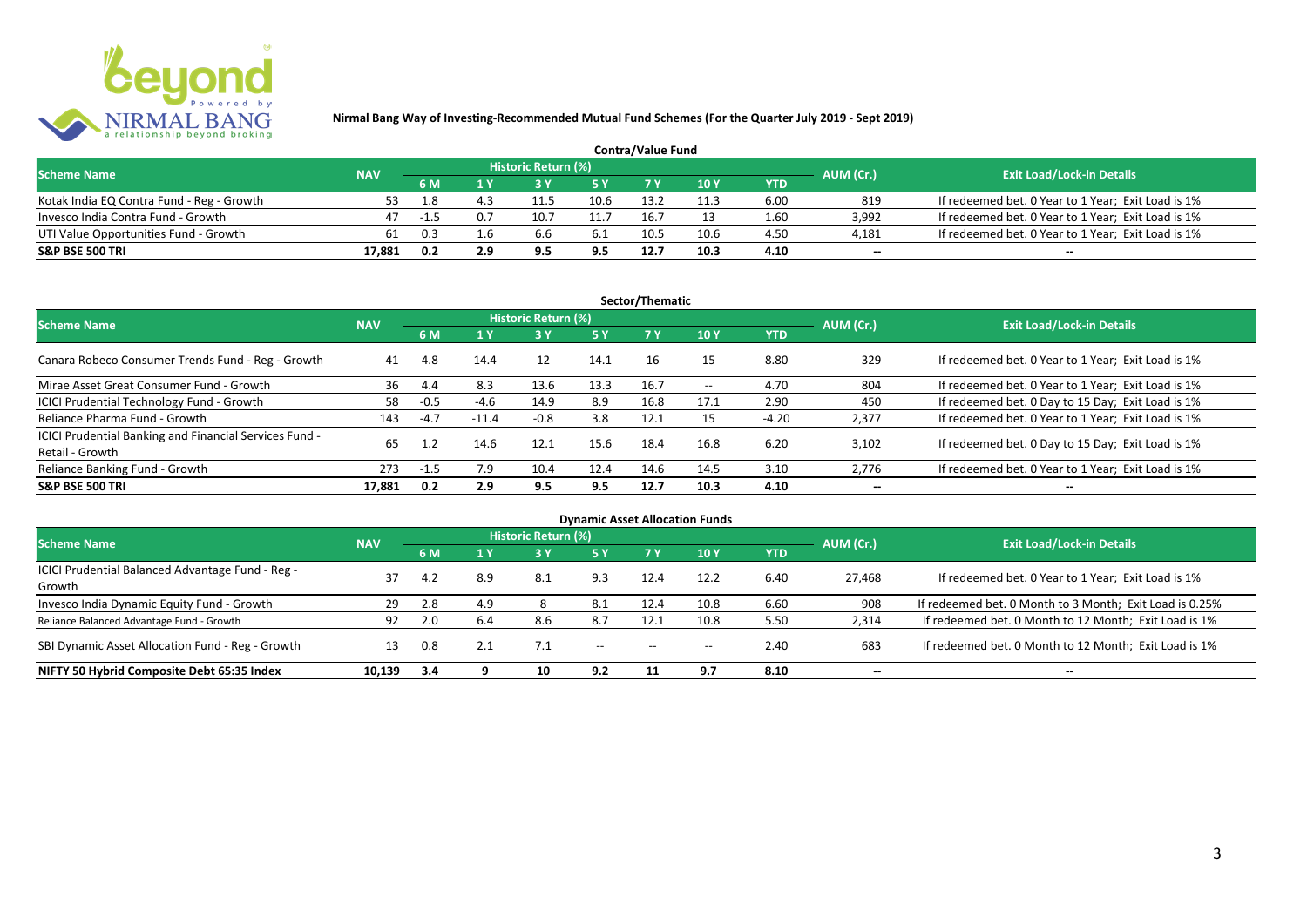**Nirmal Bang Way of Investing-Recommended Mutual Fund Schemes (For the Quarter July 2019 - Sept 2019)**

## Contra/Value Fund

| Scheme Name | NAV | Historic Return (%) | | | | | | | AUM (Cr.) | Exit Load/Lock-in Details |
|---|---|---|---|---|---|---|---|---|---|---|
| | | 6 M | 1 Y | 3 Y | 5 Y | 7 Y | 10 Y | YTD | | |
| Kotak India EQ Contra Fund - Reg - Growth | 53 | 1.8 | 4.3 | 11.5 | 10.6 | 13.2 | 11.3 | 6.00 | 819 | If redeemed bet. 0 Year to 1 Year; Exit Load is 1% |
| Invesco India Contra Fund - Growth | 47 | -1.5 | 0.7 | 10.7 | 11.7 | 16.7 | 13 | 1.60 | 3,992 | If redeemed bet. 0 Year to 1 Year; Exit Load is 1% |
| UTI Value Opportunities Fund - Growth | 61 | 0.3 | 1.6 | 6.6 | 6.1 | 10.5 | 10.6 | 4.50 | 4,181 | If redeemed bet. 0 Year to 1 Year; Exit Load is 1% |
| **S&P BSE 500 TRI** | **17,881** | **0.2** | **2.9** | **9.5** | **9.5** | **12.7** | **10.3** | **4.10** | -- | -- |

## Sector/Thematic

| Scheme Name | NAV | Historic Return (%) | | | | | | | AUM (Cr.) | Exit Load/Lock-in Details |
|---|---|---|---|---|---|---|---|---|---|---|
| | | 6 M | 1 Y | 3 Y | 5 Y | 7 Y | 10 Y | YTD | | |
| Canara Robeco Consumer Trends Fund - Reg - Growth | 41 | 4.8 | 14.4 | 12 | 14.1 | 16 | 15 | 8.80 | 329 | If redeemed bet. 0 Year to 1 Year; Exit Load is 1% |
| Mirae Asset Great Consumer Fund - Growth | 36 | 4.4 | 8.3 | 13.6 | 13.3 | 16.7 | -- | 4.70 | 804 | If redeemed bet. 0 Year to 1 Year; Exit Load is 1% |
| ICICI Prudential Technology Fund - Growth | 58 | -0.5 | -4.6 | 14.9 | 8.9 | 16.8 | 17.1 | 2.90 | 450 | If redeemed bet. 0 Day to 15 Day; Exit Load is 1% |
| Reliance Pharma Fund - Growth | 143 | -4.7 | -11.4 | -0.8 | 3.8 | 12.1 | 15 | -4.20 | 2,377 | If redeemed bet. 0 Year to 1 Year; Exit Load is 1% |
| ICICI Prudential Banking and Financial Services Fund - Retail - Growth | 65 | 1.2 | 14.6 | 12.1 | 15.6 | 18.4 | 16.8 | 6.20 | 3,102 | If redeemed bet. 0 Day to 15 Day; Exit Load is 1% |
| Reliance Banking Fund - Growth | 273 | -1.5 | 7.9 | 10.4 | 12.4 | 14.6 | 14.5 | 3.10 | 2,776 | If redeemed bet. 0 Year to 1 Year; Exit Load is 1% |
| **S&P BSE 500 TRI** | **17,881** | **0.2** | **2.9** | **9.5** | **9.5** | **12.7** | **10.3** | **4.10** | -- | -- |

## Dynamic Asset Allocation Funds

| Scheme Name | NAV | Historic Return (%) | | | | | | | AUM (Cr.) | Exit Load/Lock-in Details |
|---|---|---|---|---|---|---|---|---|---|---|
| | | 6 M | 1 Y | 3 Y | 5 Y | 7 Y | 10 Y | YTD | | |
| ICICI Prudential Balanced Advantage Fund - Reg - Growth | 37 | 4.2 | 8.9 | 8.1 | 9.3 | 12.4 | 12.2 | 6.40 | 27,468 | If redeemed bet. 0 Year to 1 Year; Exit Load is 1% |
| Invesco India Dynamic Equity Fund - Growth | 29 | 2.8 | 4.9 | 8 | 8.1 | 12.4 | 10.8 | 6.60 | 908 | If redeemed bet. 0 Month to 3 Month; Exit Load is 0.25% |
| Reliance Balanced Advantage Fund - Growth | 92 | 2.0 | 6.4 | 8.6 | 8.7 | 12.1 | 10.8 | 5.50 | 2,314 | If redeemed bet. 0 Month to 12 Month; Exit Load is 1% |
| SBI Dynamic Asset Allocation Fund - Reg - Growth | 13 | 0.8 | 2.1 | 7.1 | -- | -- | -- | 2.40 | 683 | If redeemed bet. 0 Month to 12 Month; Exit Load is 1% |
| **NIFTY 50 Hybrid Composite Debt 65:35 Index** | **10,139** | **3.4** | **9** | **10** | **9.2** | **11** | **9.7** | **8.10** | -- | -- |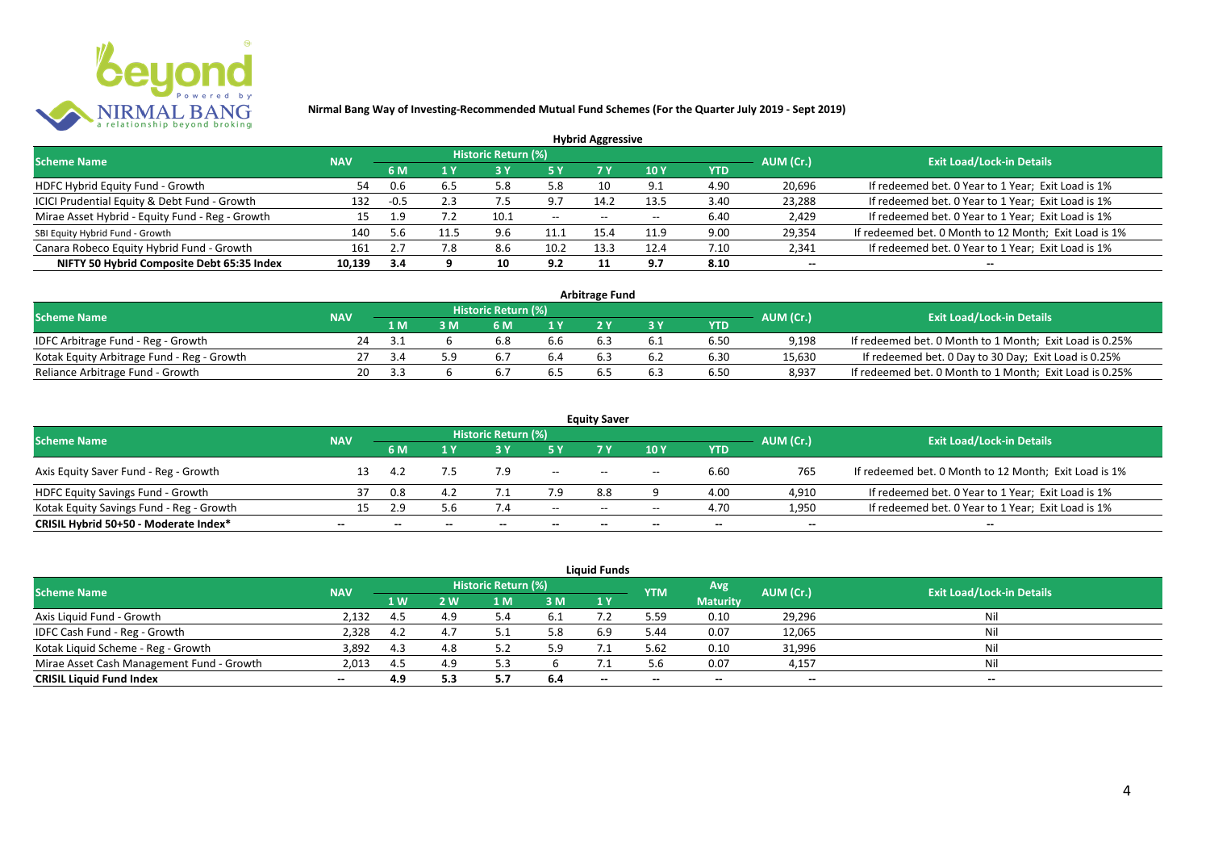**Nirmal Bang Way of Investing-Recommended Mutual Fund Schemes (For the Quarter July 2019 - Sept 2019)**

## Hybrid Aggressive

| Scheme Name | NAV | Historic Return (%) | | | | | | | AUM (Cr.) | Exit Load/Lock-in Details |
|---|---|---|---|---|---|---|---|---|---|---|
| | | 6 M | 1 Y | 3 Y | 5 Y | 7 Y | 10 Y | YTD | | |
| HDFC Hybrid Equity Fund - Growth | 54 | 0.6 | 6.5 | 5.8 | 5.8 | 10 | 9.1 | 4.90 | 20,696 | If redeemed bet. 0 Year to 1 Year; Exit Load is 1% |
| ICICI Prudential Equity & Debt Fund - Growth | 132 | -0.5 | 2.3 | 7.5 | 9.7 | 14.2 | 13.5 | 3.40 | 23,288 | If redeemed bet. 0 Year to 1 Year; Exit Load is 1% |
| Mirae Asset Hybrid - Equity Fund - Reg - Growth | 15 | 1.9 | 7.2 | 10.1 | -- | -- | -- | 6.40 | 2,429 | If redeemed bet. 0 Year to 1 Year; Exit Load is 1% |
| SBI Equity Hybrid Fund - Growth | 140 | 5.6 | 11.5 | 9.6 | 11.1 | 15.4 | 11.9 | 9.00 | 29,354 | If redeemed bet. 0 Month to 12 Month; Exit Load is 1% |
| Canara Robeco Equity Hybrid Fund - Growth | 161 | 2.7 | 7.8 | 8.6 | 10.2 | 13.3 | 12.4 | 7.10 | 2,341 | If redeemed bet. 0 Year to 1 Year; Exit Load is 1% |
| **NIFTY 50 Hybrid Composite Debt 65:35 Index** | **10,139** | **3.4** | **9** | **10** | **9.2** | **11** | **9.7** | **8.10** | **--** | **--** |

## Arbitrage Fund

| Scheme Name | NAV | Historic Return (%) | | | | | | | AUM (Cr.) | Exit Load/Lock-in Details |
|---|---|---|---|---|---|---|---|---|---|---|
| | | 1 M | 3 M | 6 M | 1 Y | 2 Y | 3 Y | YTD | | |
| IDFC Arbitrage Fund - Reg - Growth | 24 | 3.1 | 6 | 6.8 | 6.6 | 6.3 | 6.1 | 6.50 | 9,198 | If redeemed bet. 0 Month to 1 Month; Exit Load is 0.25% |
| Kotak Equity Arbitrage Fund - Reg - Growth | 27 | 3.4 | 5.9 | 6.7 | 6.4 | 6.3 | 6.2 | 6.30 | 15,630 | If redeemed bet. 0 Day to 30 Day; Exit Load is 0.25% |
| Reliance Arbitrage Fund - Growth | 20 | 3.3 | 6 | 6.7 | 6.5 | 6.5 | 6.3 | 6.50 | 8,937 | If redeemed bet. 0 Month to 1 Month; Exit Load is 0.25% |

## Equity Saver

| Scheme Name | NAV | Historic Return (%) | | | | | | | AUM (Cr.) | Exit Load/Lock-in Details |
|---|---|---|---|---|---|---|---|---|---|---|
| | | 6 M | 1 Y | 3 Y | 5 Y | 7 Y | 10 Y | YTD | | |
| Axis Equity Saver Fund - Reg - Growth | 13 | 4.2 | 7.5 | 7.9 | -- | -- | -- | 6.60 | 765 | If redeemed bet. 0 Month to 12 Month; Exit Load is 1% |
| HDFC Equity Savings Fund - Growth | 37 | 0.8 | 4.2 | 7.1 | 7.9 | 8.8 | 9 | 4.00 | 4,910 | If redeemed bet. 0 Year to 1 Year; Exit Load is 1% |
| Kotak Equity Savings Fund - Reg - Growth | 15 | 2.9 | 5.6 | 7.4 | -- | -- | -- | 4.70 | 1,950 | If redeemed bet. 0 Year to 1 Year; Exit Load is 1% |
| **CRISIL Hybrid 50+50 - Moderate Index*** | **--** | **--** | **--** | **--** | **--** | **--** | **--** | **--** | **--** | **--** |

## Liquid Funds

| Scheme Name | NAV | Historic Return (%) | | | | | YTM | Avg Maturity | AUM (Cr.) | Exit Load/Lock-in Details |
|---|---|---|---|---|---|---|---|---|---|---|
| | | 1 W | 2 W | 1 M | 3 M | 1 Y | | | | |
| Axis Liquid Fund - Growth | 2,132 | 4.5 | 4.9 | 5.4 | 6.1 | 7.2 | 5.59 | 0.10 | 29,296 | Nil |
| IDFC Cash Fund - Reg - Growth | 2,328 | 4.2 | 4.7 | 5.1 | 5.8 | 6.9 | 5.44 | 0.07 | 12,065 | Nil |
| Kotak Liquid Scheme - Reg - Growth | 3,892 | 4.3 | 4.8 | 5.2 | 5.9 | 7.1 | 5.62 | 0.10 | 31,996 | Nil |
| Mirae Asset Cash Management Fund - Growth | 2,013 | 4.5 | 4.9 | 5.3 | 6 | 7.1 | 5.6 | 0.07 | 4,157 | Nil |
| **CRISIL Liquid Fund Index** | **--** | **4.9** | **5.3** | **5.7** | **6.4** | **--** | **--** | **--** | **--** | **--** |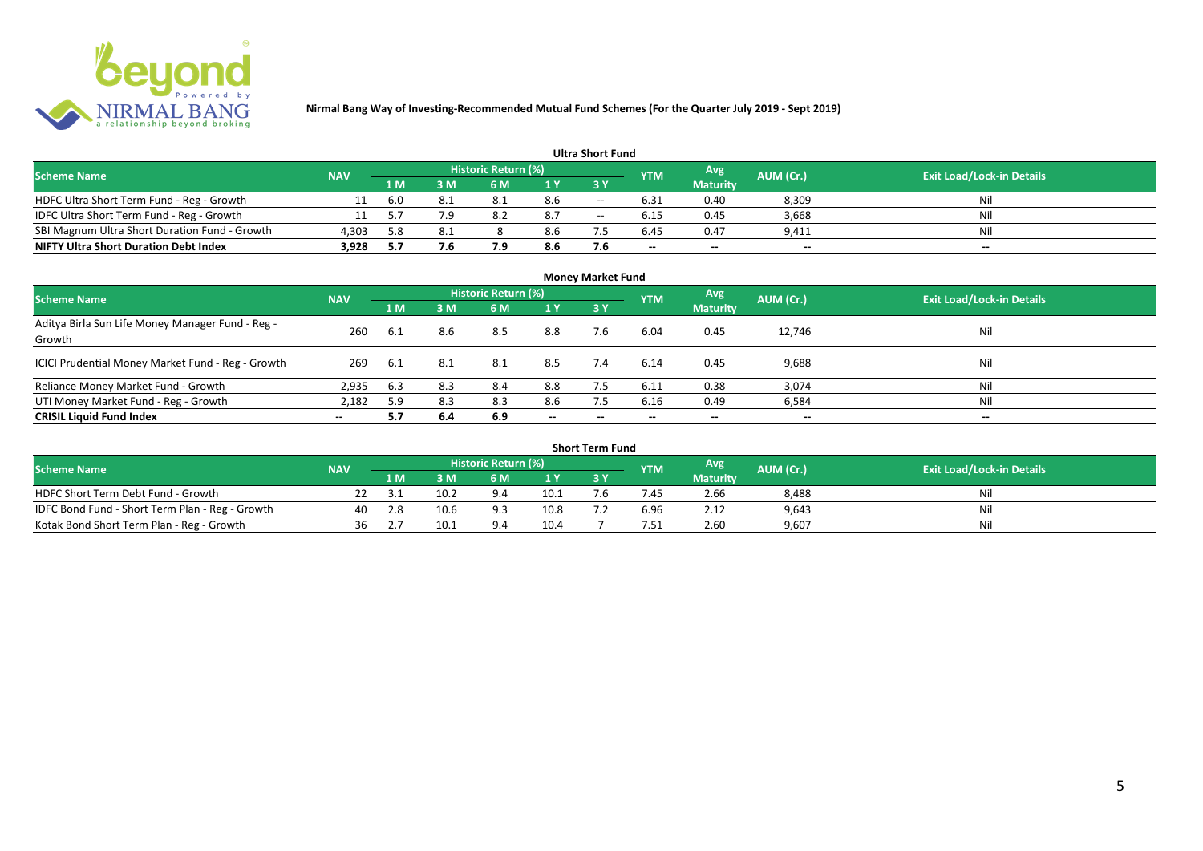**Nirmal Bang Way of Investing-Recommended Mutual Fund Schemes (For the Quarter July 2019 - Sept 2019)**

## Ultra Short Fund

| Scheme Name | NAV | Historic Return (%) | | | | | YTM | Avg Maturity | AUM (Cr.) | Exit Load/Lock-in Details |
|---|---|---|---|---|---|---|---|---|---|---|
| | | 1 M | 3 M | 6 M | 1 Y | 3 Y | | | | |
| HDFC Ultra Short Term Fund - Reg - Growth | 11 | 6.0 | 8.1 | 8.1 | 8.6 | -- | 6.31 | 0.40 | 8,309 | Nil |
| IDFC Ultra Short Term Fund - Reg - Growth | 11 | 5.7 | 7.9 | 8.2 | 8.7 | -- | 6.15 | 0.45 | 3,668 | Nil |
| SBI Magnum Ultra Short Duration Fund - Growth | 4,303 | 5.8 | 8.1 | 8 | 8.6 | 7.5 | 6.45 | 0.47 | 9,411 | Nil |
| **NIFTY Ultra Short Duration Debt Index** | **3,928** | **5.7** | **7.6** | **7.9** | **8.6** | **7.6** | -- | -- | -- | -- |

## Money Market Fund

| Scheme Name | NAV | Historic Return (%) | | | | | YTM | Avg Maturity | AUM (Cr.) | Exit Load/Lock-in Details |
|---|---|---|---|---|---|---|---|---|---|---|
| | | 1 M | 3 M | 6 M | 1 Y | 3 Y | | | | |
| Aditya Birla Sun Life Money Manager Fund - Reg - Growth | 260 | 6.1 | 8.6 | 8.5 | 8.8 | 7.6 | 6.04 | 0.45 | 12,746 | Nil |
| ICICI Prudential Money Market Fund - Reg - Growth | 269 | 6.1 | 8.1 | 8.1 | 8.5 | 7.4 | 6.14 | 0.45 | 9,688 | Nil |
| Reliance Money Market Fund - Growth | 2,935 | 6.3 | 8.3 | 8.4 | 8.8 | 7.5 | 6.11 | 0.38 | 3,074 | Nil |
| UTI Money Market Fund - Reg - Growth | 2,182 | 5.9 | 8.3 | 8.3 | 8.6 | 7.5 | 6.16 | 0.49 | 6,584 | Nil |
| **CRISIL Liquid Fund Index** | -- | **5.7** | **6.4** | **6.9** | -- | -- | -- | -- | -- | -- |

## Short Term Fund

| Scheme Name | NAV | Historic Return (%) | | | | | YTM | Avg Maturity | AUM (Cr.) | Exit Load/Lock-in Details |
|---|---|---|---|---|---|---|---|---|---|---|
| | | 1 M | 3 M | 6 M | 1 Y | 3 Y | | | | |
| HDFC Short Term Debt Fund - Growth | 22 | 3.1 | 10.2 | 9.4 | 10.1 | 7.6 | 7.45 | 2.66 | 8,488 | Nil |
| IDFC Bond Fund - Short Term Plan - Reg - Growth | 40 | 2.8 | 10.6 | 9.3 | 10.8 | 7.2 | 6.96 | 2.12 | 9,643 | Nil |
| Kotak Bond Short Term Plan - Reg - Growth | 36 | 2.7 | 10.1 | 9.4 | 10.4 | 7 | 7.51 | 2.60 | 9,607 | Nil |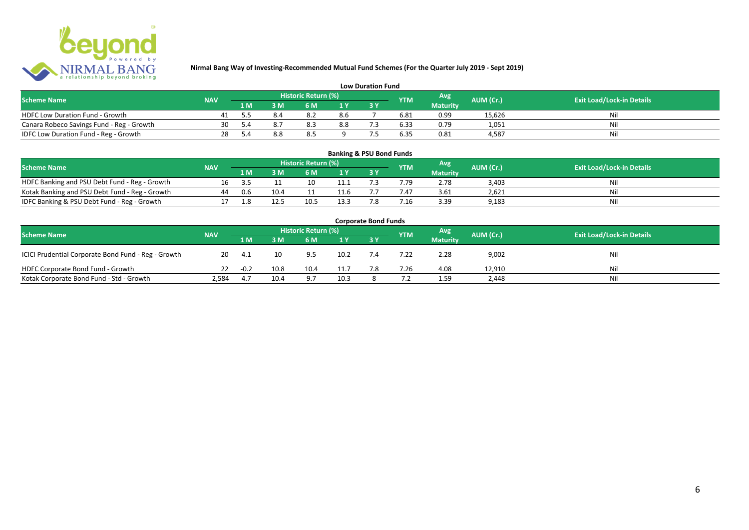**Nirmal Bang Way of Investing-Recommended Mutual Fund Schemes (For the Quarter July 2019 - Sept 2019)**

### Low Duration Fund

| Scheme Name | NAV | Historic Return (%) | | | | | YTM | Avg Maturity | AUM (Cr.) | Exit Load/Lock-in Details |
|---|---|---|---|---|---|---|---|---|---|---|
| | | 1 M | 3 M | 6 M | 1 Y | 3 Y | | | | |
| HDFC Low Duration Fund - Growth | 41 | 5.5 | 8.4 | 8.2 | 8.6 | 7 | 6.81 | 0.99 | 15,626 | Nil |
| Canara Robeco Savings Fund - Reg - Growth | 30 | 5.4 | 8.7 | 8.3 | 8.8 | 7.3 | 6.33 | 0.79 | 1,051 | Nil |
| IDFC Low Duration Fund - Reg - Growth | 28 | 5.4 | 8.8 | 8.5 | 9 | 7.5 | 6.35 | 0.81 | 4,587 | Nil |

### Banking & PSU Bond Funds

| Scheme Name | NAV | Historic Return (%) | | | | | YTM | Avg Maturity | AUM (Cr.) | Exit Load/Lock-in Details |
|---|---|---|---|---|---|---|---|---|---|---|
| | | 1 M | 3 M | 6 M | 1 Y | 3 Y | | | | |
| HDFC Banking and PSU Debt Fund - Reg - Growth | 16 | 3.5 | 11 | 10 | 11.1 | 7.3 | 7.79 | 2.78 | 3,403 | Nil |
| Kotak Banking and PSU Debt Fund - Reg - Growth | 44 | 0.6 | 10.4 | 11 | 11.6 | 7.7 | 7.47 | 3.61 | 2,621 | Nil |
| IDFC Banking & PSU Debt Fund - Reg - Growth | 17 | 1.8 | 12.5 | 10.5 | 13.3 | 7.8 | 7.16 | 3.39 | 9,183 | Nil |

### Corporate Bond Funds

| Scheme Name | NAV | Historic Return (%) | | | | | YTM | Avg Maturity | AUM (Cr.) | Exit Load/Lock-in Details |
|---|---|---|---|---|---|---|---|---|---|---|
| | | 1 M | 3 M | 6 M | 1 Y | 3 Y | | | | |
| ICICI Prudential Corporate Bond Fund - Reg - Growth | 20 | 4.1 | 10 | 9.5 | 10.2 | 7.4 | 7.22 | 2.28 | 9,002 | Nil |
| HDFC Corporate Bond Fund - Growth | 22 | -0.2 | 10.8 | 10.4 | 11.7 | 7.8 | 7.26 | 4.08 | 12,910 | Nil |
| Kotak Corporate Bond Fund - Std - Growth | 2,584 | 4.7 | 10.4 | 9.7 | 10.3 | 8 | 7.2 | 1.59 | 2,448 | Nil |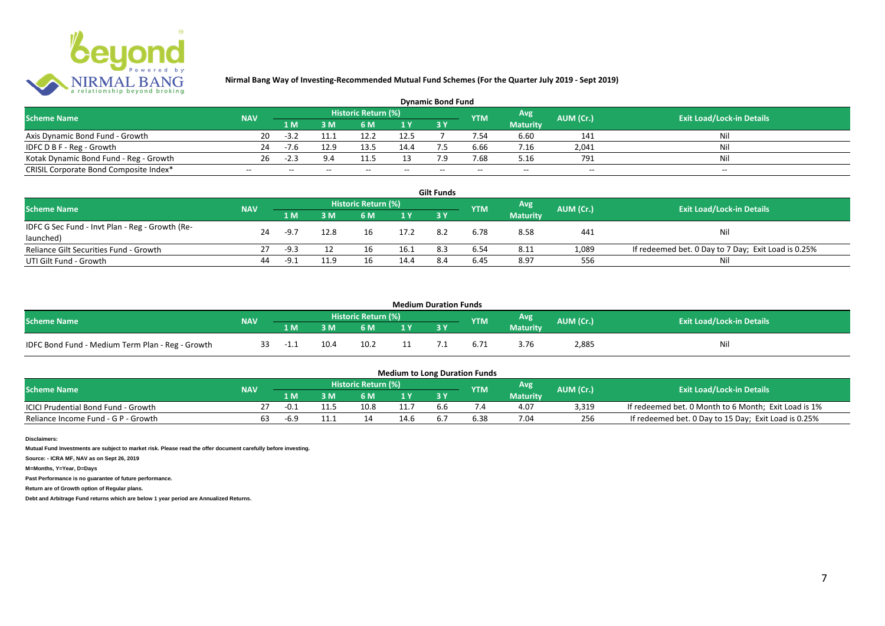**Nirmal Bang Way of Investing-Recommended Mutual Fund Schemes (For the Quarter July 2019 - Sept 2019)**

**Dynamic Bond Fund**

| Scheme Name | NAV | Historic Return (%) | | | | | YTM | Avg Maturity | AUM (Cr.) | Exit Load/Lock-in Details |
|---|---|---|---|---|---|---|---|---|---|---|
| | | 1 M | 3 M | 6 M | 1 Y | 3 Y | | | | |
| Axis Dynamic Bond Fund - Growth | 20 | -3.2 | 11.1 | 12.2 | 12.5 | 7 | 7.54 | 6.60 | 141 | Nil |
| IDFC D B F - Reg - Growth | 24 | -7.6 | 12.9 | 13.5 | 14.4 | 7.5 | 6.66 | 7.16 | 2,041 | Nil |
| Kotak Dynamic Bond Fund - Reg - Growth | 26 | -2.3 | 9.4 | 11.5 | 13 | 7.9 | 7.68 | 5.16 | 791 | Nil |
| CRISIL Corporate Bond Composite Index* | -- | -- | -- | -- | -- | -- | -- | -- | -- | -- |

**Gilt Funds**

| Scheme Name | NAV | Historic Return (%) | | | | | YTM | Avg Maturity | AUM (Cr.) | Exit Load/Lock-in Details |
|---|---|---|---|---|---|---|---|---|---|---|
| | | 1 M | 3 M | 6 M | 1 Y | 3 Y | | | | |
| IDFC G Sec Fund - Invt Plan - Reg - Growth (Re-launched) | 24 | -9.7 | 12.8 | 16 | 17.2 | 8.2 | 6.78 | 8.58 | 441 | Nil |
| Reliance Gilt Securities Fund - Growth | 27 | -9.3 | 12 | 16 | 16.1 | 8.3 | 6.54 | 8.11 | 1,089 | If redeemed bet. 0 Day to 7 Day; Exit Load is 0.25% |
| UTI Gilt Fund - Growth | 44 | -9.1 | 11.9 | 16 | 14.4 | 8.4 | 6.45 | 8.97 | 556 | Nil |

**Medium Duration Funds**

| Scheme Name | NAV | Historic Return (%) | | | | | YTM | Avg Maturity | AUM (Cr.) | Exit Load/Lock-in Details |
|---|---|---|---|---|---|---|---|---|---|---|
| | | 1 M | 3 M | 6 M | 1 Y | 3 Y | | | | |
| IDFC Bond Fund - Medium Term Plan - Reg - Growth | 33 | -1.1 | 10.4 | 10.2 | 11 | 7.1 | 6.71 | 3.76 | 2,885 | Nil |

**Medium to Long Duration Funds**

| Scheme Name | NAV | Historic Return (%) | | | | | YTM | Avg Maturity | AUM (Cr.) | Exit Load/Lock-in Details |
|---|---|---|---|---|---|---|---|---|---|---|
| | | 1 M | 3 M | 6 M | 1 Y | 3 Y | | | | |
| ICICI Prudential Bond Fund - Growth | 27 | -0.1 | 11.5 | 10.8 | 11.7 | 6.6 | 7.4 | 4.07 | 3,319 | If redeemed bet. 0 Month to 6 Month; Exit Load is 1% |
| Reliance Income Fund - G P - Growth | 63 | -6.9 | 11.1 | 14 | 14.6 | 6.7 | 6.38 | 7.04 | 256 | If redeemed bet. 0 Day to 15 Day; Exit Load is 0.25% |

**Disclaimers:**

**Mutual Fund Investments are subject to market risk. Please read the offer document carefully before investing.**

**Source: - ICRA MF, NAV as on Sept 26, 2019**

**M=Months, Y=Year, D=Days**

**Past Performance is no guarantee of future performance.**

**Return are of Growth option of Regular plans.**

**Debt and Arbitrage Fund returns which are below 1 year period are Annualized Returns.**